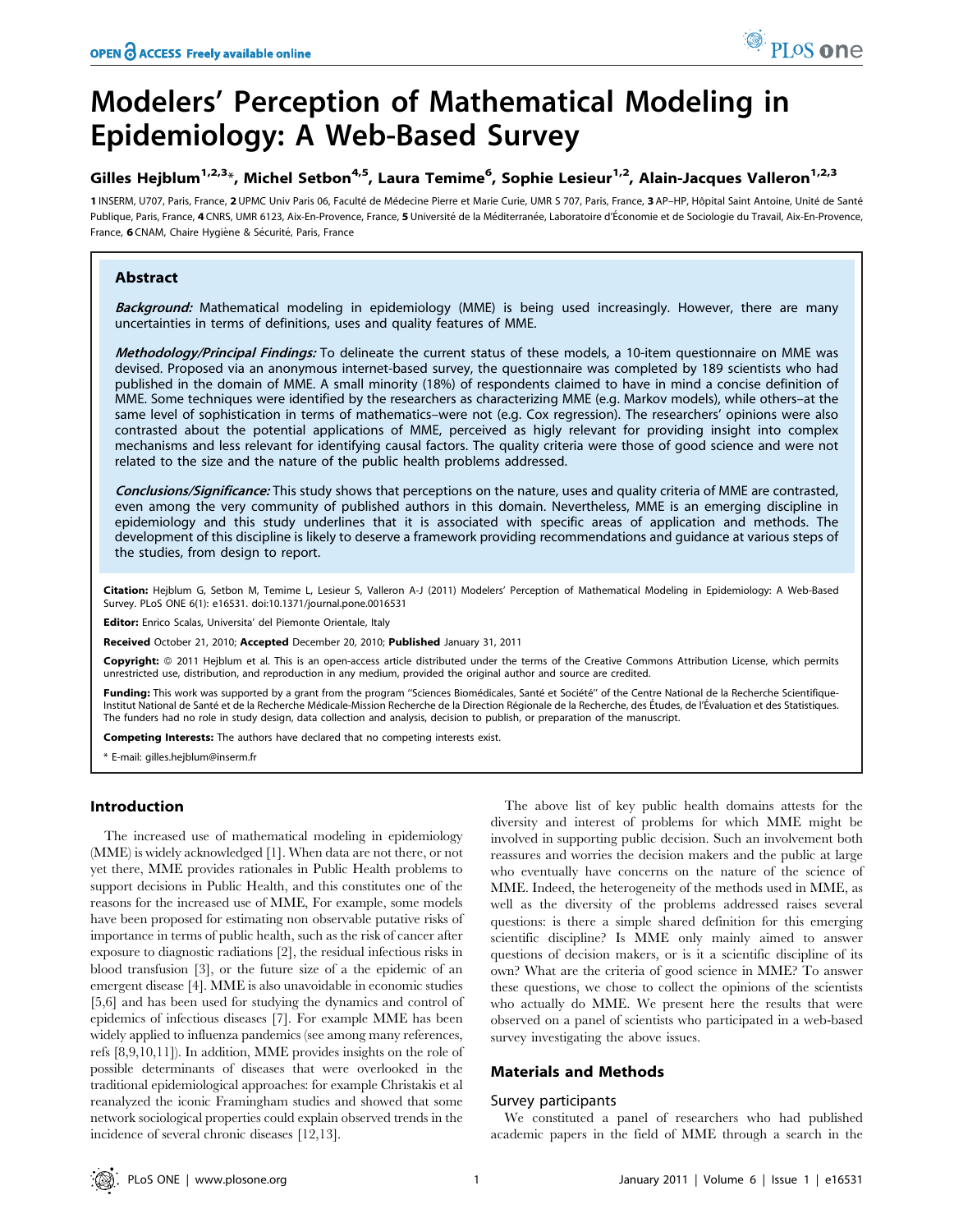# Modelers' Perception of Mathematical Modeling in Epidemiology: A Web-Based Survey

**Gilles Hejblum[1,2,3]\*, Michel Setbon[4,5], Laura Temime[6], Sophie Lesieur[1,2], Alain-Jacques Valleron[1,2,3]**

1 INSERM, U707, Paris, France, 2 UPMC Univ Paris 06, Faculté de Médecine Pierre et Marie Curie, UMR S 707, Paris, France, 3 AP–HP, Hôpital Saint Antoine, Unité de Santé Publique, Paris, France, 4 CNRS, UMR 6123, Aix-En-Provence, France, 5 Université de la Méditerranée, Laboratoire d'Économie et de Sociologie du Travail, Aix-En-Provence, France, 6 CNAM, Chaire Hygiène & Sécurité, Paris, France

## Abstract

***Background:*** Mathematical modeling in epidemiology (MME) is being used increasingly. However, there are many uncertainties in terms of definitions, uses and quality features of MME.

***Methodology/Principal Findings:*** To delineate the current status of these models, a 10-item questionnaire on MME was devised. Proposed via an anonymous internet-based survey, the questionnaire was completed by 189 scientists who had published in the domain of MME. A small minority (18%) of respondents claimed to have in mind a concise definition of MME. Some techniques were identified by the researchers as characterizing MME (e.g. Markov models), while others–at the same level of sophistication in terms of mathematics–were not (e.g. Cox regression). The researchers' opinions were also contrasted about the potential applications of MME, perceived as higly relevant for providing insight into complex mechanisms and less relevant for identifying causal factors. The quality criteria were those of good science and were not related to the size and the nature of the public health problems addressed.

***Conclusions/Significance:*** This study shows that perceptions on the nature, uses and quality criteria of MME are contrasted, even among the very community of published authors in this domain. Nevertheless, MME is an emerging discipline in epidemiology and this study underlines that it is associated with specific areas of application and methods. The development of this discipline is likely to deserve a framework providing recommendations and guidance at various steps of the studies, from design to report.

**Citation:** Hejblum G, Setbon M, Temime L, Lesieur S, Valleron A-J (2011) Modelers' Perception of Mathematical Modeling in Epidemiology: A Web-Based Survey. PLoS ONE 6(1): e16531. doi:10.1371/journal.pone.0016531

**Editor:** Enrico Scalas, Universita' del Piemonte Orientale, Italy

**Received** October 21, 2010; **Accepted** December 20, 2010; **Published** January 31, 2011

**Copyright:** © 2011 Hejblum et al. This is an open-access article distributed under the terms of the Creative Commons Attribution License, which permits unrestricted use, distribution, and reproduction in any medium, provided the original author and source are credited.

**Funding:** This work was supported by a grant from the program "Sciences Biomédicales, Santé et Société" of the Centre National de la Recherche Scientifique-Institut National de Santé et de la Recherche Médicale-Mission Recherche de la Direction Régionale de la Recherche, des Études, de l'Évaluation et des Statistiques. The funders had no role in study design, data collection and analysis, decision to publish, or preparation of the manuscript.

**Competing Interests:** The authors have declared that no competing interests exist.

\* E-mail: gilles.hejblum@inserm.fr

## Introduction

The increased use of mathematical modeling in epidemiology (MME) is widely acknowledged [1]. When data are not there, or not yet there, MME provides rationales in Public Health problems to support decisions in Public Health, and this constitutes one of the reasons for the increased use of MME, For example, some models have been proposed for estimating non observable putative risks of importance in terms of public health, such as the risk of cancer after exposure to diagnostic radiations [2], the residual infectious risks in blood transfusion [3], or the future size of a the epidemic of an emergent disease [4]. MME is also unavoidable in economic studies [5,6] and has been used for studying the dynamics and control of epidemics of infectious diseases [7]. For example MME has been widely applied to influenza pandemics (see among many references, refs [8,9,10,11]). In addition, MME provides insights on the role of possible determinants of diseases that were overlooked in the traditional epidemiological approaches: for example Christakis et al reanalyzed the iconic Framingham studies and showed that some network sociological properties could explain observed trends in the incidence of several chronic diseases [12,13].

The above list of key public health domains attests for the diversity and interest of problems for which MME might be involved in supporting public decision. Such an involvement both reassures and worries the decision makers and the public at large who eventually have concerns on the nature of the science of MME. Indeed, the heterogeneity of the methods used in MME, as well as the diversity of the problems addressed raises several questions: is there a simple shared definition for this emerging scientific discipline? Is MME only mainly aimed to answer questions of decision makers, or is it a scientific discipline of its own? What are the criteria of good science in MME? To answer these questions, we chose to collect the opinions of the scientists who actually do MME. We present here the results that were observed on a panel of scientists who participated in a web-based survey investigating the above issues.

## Materials and Methods

### Survey participants

We constituted a panel of researchers who had published academic papers in the field of MME through a search in the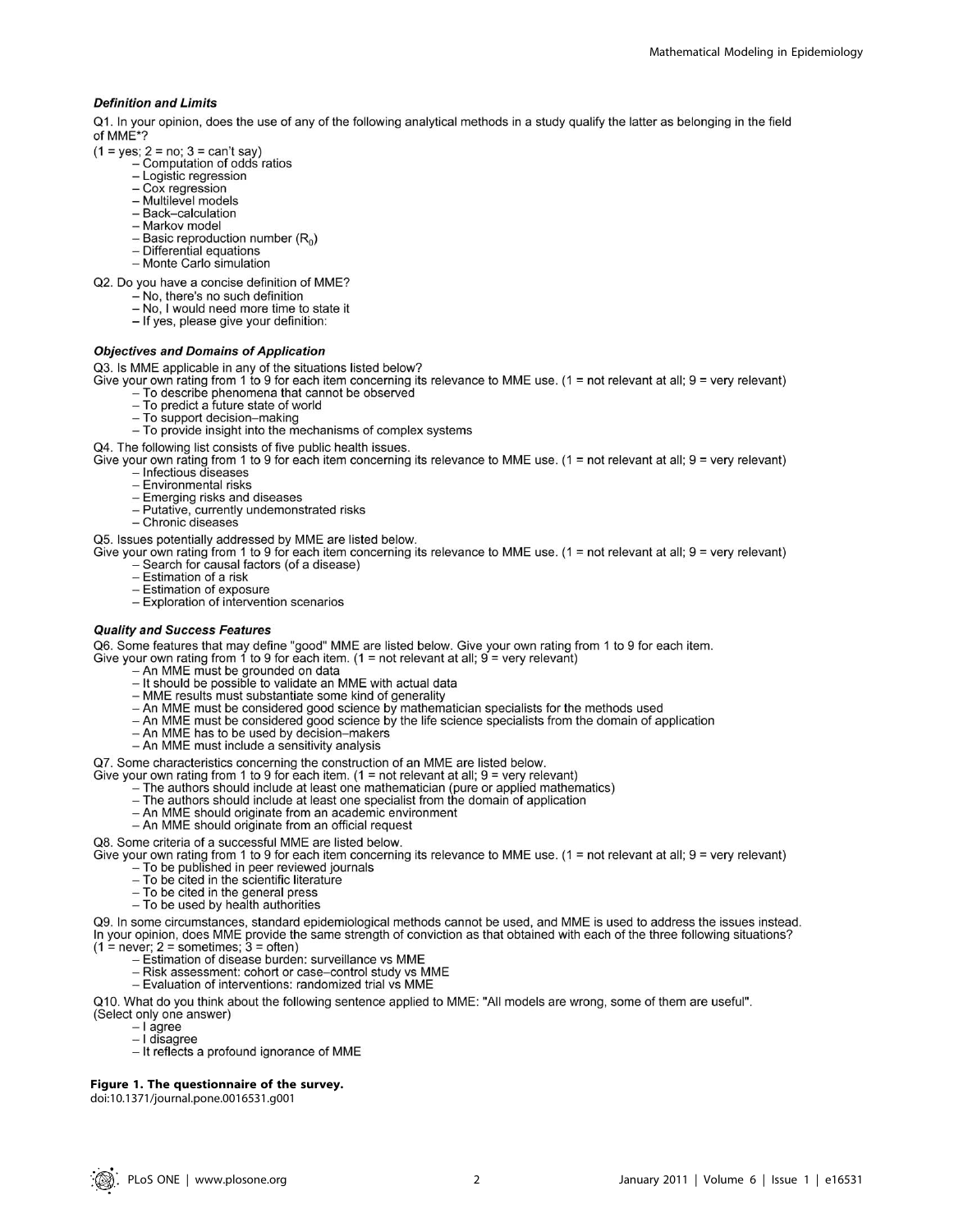***Definition and Limits***

Q1. In your opinion, does the use of any of the following analytical methods in a study qualify the latter as belonging in the field of MME*?
(1 = yes; 2 = no; 3 = can't say)

- Computation of odds ratios
- Logistic regression
- Cox regression
- Multilevel models
- Back–calculation
- Markov model
- Basic reproduction number ($R_0$)
- Differential equations
- Monte Carlo simulation

Q2. Do you have a concise definition of MME?

- No, there's no such definition
- No, I would need more time to state it
- If yes, please give your definition:

***Objectives and Domains of Application***

Q3. Is MME applicable in any of the situations listed below?
Give your own rating from 1 to 9 for each item concerning its relevance to MME use. (1 = not relevant at all; 9 = very relevant)

- To describe phenomena that cannot be observed
- To predict a future state of world
- To support decision–making
- To provide insight into the mechanisms of complex systems

Q4. The following list consists of five public health issues.
Give your own rating from 1 to 9 for each item concerning its relevance to MME use. (1 = not relevant at all; 9 = very relevant)

- Infectious diseases
- Environmental risks
- Emerging risks and diseases
- Putative, currently undemonstrated risks
- Chronic diseases

Q5. Issues potentially addressed by MME are listed below.
Give your own rating from 1 to 9 for each item concerning its relevance to MME use. (1 = not relevant at all; 9 = very relevant)

- Search for causal factors (of a disease)
- Estimation of a risk
- Estimation of exposure
- Exploration of intervention scenarios

***Quality and Success Features***

Q6. Some features that may define "good" MME are listed below. Give your own rating from 1 to 9 for each item.
Give your own rating from 1 to 9 for each item. (1 = not relevant at all; 9 = very relevant)

- An MME must be grounded on data
- It should be possible to validate an MME with actual data
- MME results must substantiate some kind of generality
- An MME must be considered good science by mathematician specialists for the methods used
- An MME must be considered good science by the life science specialists from the domain of application
- An MME has to be used by decision–makers
- An MME must include a sensitivity analysis

Q7. Some characteristics concerning the construction of an MME are listed below.
Give your own rating from 1 to 9 for each item. (1 = not relevant at all; 9 = very relevant)

- The authors should include at least one mathematician (pure or applied mathematics)
- The authors should include at least one specialist from the domain of application
- An MME should originate from an academic environment
- An MME should originate from an official request

Q8. Some criteria of a successful MME are listed below.
Give your own rating from 1 to 9 for each item concerning its relevance to MME use. (1 = not relevant at all; 9 = very relevant)

- To be published in peer reviewed journals
- To be cited in the scientific literature
- To be cited in the general press
- To be used by health authorities

Q9. In some circumstances, standard epidemiological methods cannot be used, and MME is used to address the issues instead. In your opinion, does MME provide the same strength of conviction as that obtained with each of the three following situations?
(1 = never; 2 = sometimes; 3 = often)

- Estimation of disease burden: surveillance vs MME
- Risk assessment: cohort or case–control study vs MME
- Evaluation of interventions: randomized trial vs MME

Q10. What do you think about the following sentence applied to MME: "All models are wrong, some of them are useful".
(Select only one answer)

- I agree
- I disagree
- It reflects a profound ignorance of MME

**Figure 1. The questionnaire of the survey.**
doi:10.1371/journal.pone.0016531.g001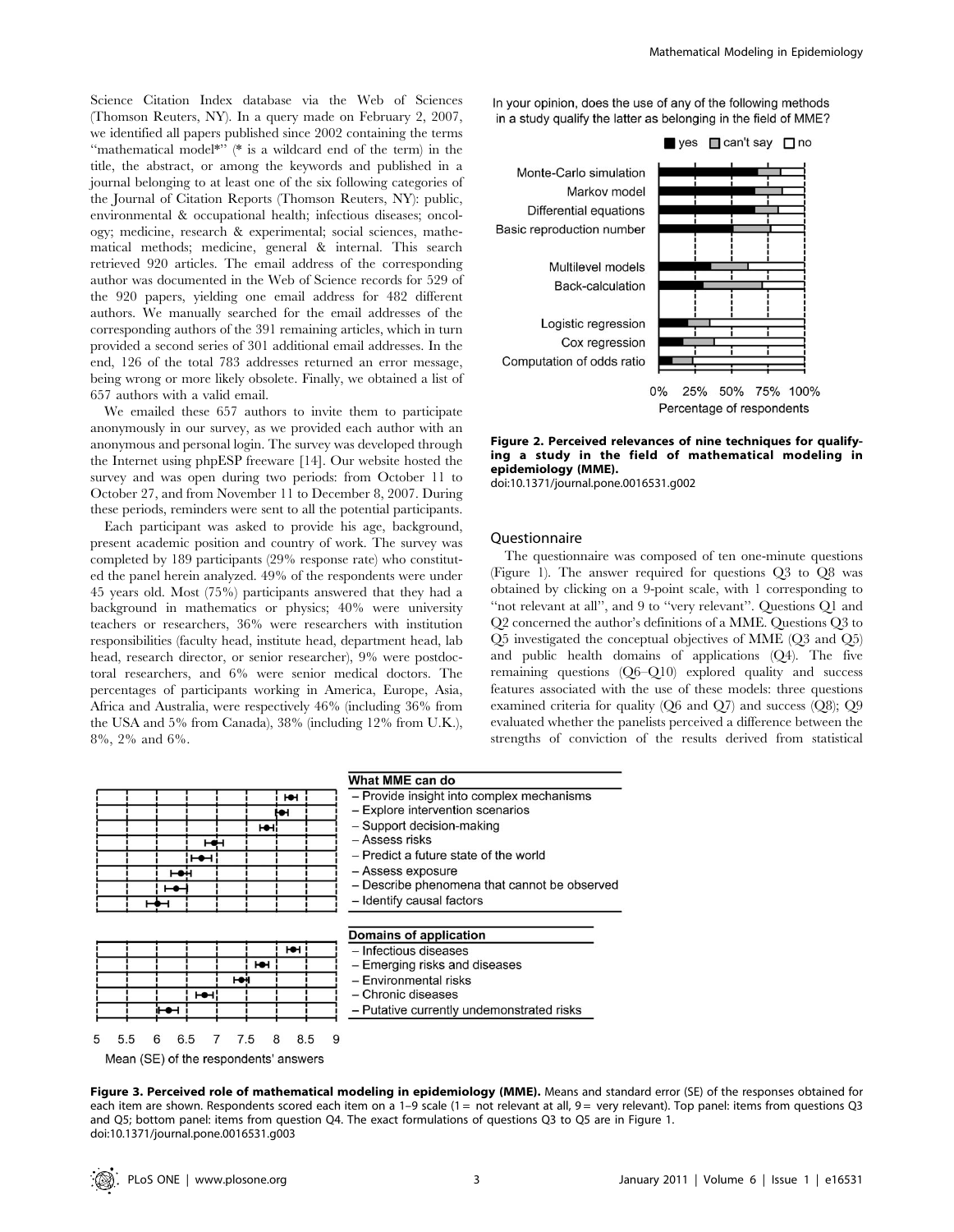Science Citation Index database via the Web of Sciences (Thomson Reuters, NY). In a query made on February 2, 2007, we identified all papers published since 2002 containing the terms "mathematical model*" (* is a wildcard end of the term) in the title, the abstract, or among the keywords and published in a journal belonging to at least one of the six following categories of the Journal of Citation Reports (Thomson Reuters, NY): public, environmental & occupational health; infectious diseases; oncology; medicine, research & experimental; social sciences, mathematical methods; medicine, general & internal. This search retrieved 920 articles. The email address of the corresponding author was documented in the Web of Science records for 529 of the 920 papers, yielding one email address for 482 different authors. We manually searched for the email addresses of the corresponding authors of the 391 remaining articles, which in turn provided a second series of 301 additional email addresses. In the end, 126 of the total 783 addresses returned an error message, being wrong or more likely obsolete. Finally, we obtained a list of 657 authors with a valid email.

We emailed these 657 authors to invite them to participate anonymously in our survey, as we provided each author with an anonymous and personal login. The survey was developed through the Internet using phpESP freeware [14]. Our website hosted the survey and was open during two periods: from October 11 to October 27, and from November 11 to December 8, 2007. During these periods, reminders were sent to all the potential participants.

Each participant was asked to provide his age, background, present academic position and country of work. The survey was completed by 189 participants (29% response rate) who constituted the panel herein analyzed. 49% of the respondents were under 45 years old. Most (75%) participants answered that they had a background in mathematics or physics; 40% were university teachers or researchers, 36% were researchers with institution responsibilities (faculty head, institute head, department head, lab head, research director, or senior researcher), 9% were postdoctoral researchers, and 6% were senior medical doctors. The percentages of participants working in America, Europe, Asia, Africa and Australia, were respectively 46% (including 36% from the USA and 5% from Canada), 38% (including 12% from U.K.), 8%, 2% and 6%.

**Figure 2. Perceived relevances of nine techniques for qualifying a study in the field of mathematical modeling in epidemiology (MME).**
doi:10.1371/journal.pone.0016531.g002

### Questionnaire

The questionnaire was composed of ten one-minute questions (Figure 1). The answer required for questions Q3 to Q8 was obtained by clicking on a 9-point scale, with 1 corresponding to "not relevant at all", and 9 to "very relevant". Questions Q1 and Q2 concerned the author's definitions of a MME. Questions Q3 to Q5 investigated the conceptual objectives of MME (Q3 and Q5) and public health domains of applications (Q4). The five remaining questions (Q6–Q10) explored quality and success features associated with the use of these models: three questions examined criteria for quality (Q6 and Q7) and success (Q8); Q9 evaluated whether the panelists perceived a difference between the strengths of conviction of the results derived from statistical

**Figure 3. Perceived role of mathematical modeling in epidemiology (MME).** Means and standard error (SE) of the responses obtained for each item are shown. Respondents scored each item on a 1–9 scale (1 = not relevant at all, 9 = very relevant). Top panel: items from questions Q3 and Q5; bottom panel: items from question Q4. The exact formulations of questions Q3 to Q5 are in Figure 1.
doi:10.1371/journal.pone.0016531.g003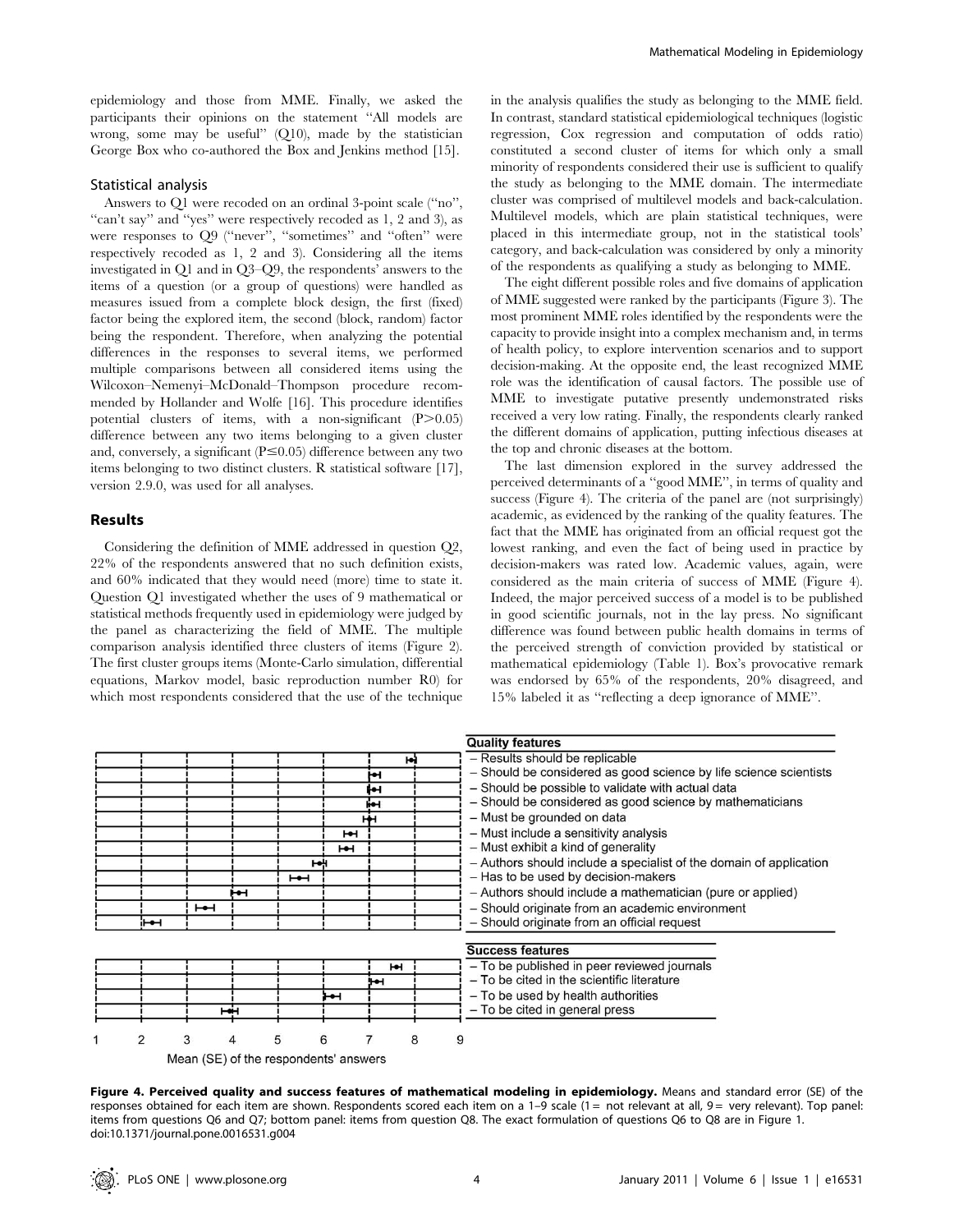epidemiology and those from MME. Finally, we asked the participants their opinions on the statement "All models are wrong, some may be useful" (Q10), made by the statistician George Box who co-authored the Box and Jenkins method [15].

### Statistical analysis

Answers to Q1 were recoded on an ordinal 3-point scale ("no", "can't say" and "yes" were respectively recoded as 1, 2 and 3), as were responses to Q9 ("never", "sometimes" and "often" were respectively recoded as 1, 2 and 3). Considering all the items investigated in Q1 and in Q3–Q9, the respondents' answers to the items of a question (or a group of questions) were handled as measures issued from a complete block design, the first (fixed) factor being the explored item, the second (block, random) factor being the respondent. Therefore, when analyzing the potential differences in the responses to several items, we performed multiple comparisons between all considered items using the Wilcoxon–Nemenyi–McDonald–Thompson procedure recommended by Hollander and Wolfe [16]. This procedure identifies potential clusters of items, with a non-significant ($P>0.05$) difference between any two items belonging to a given cluster and, conversely, a significant ($P\leq0.05$) difference between any two items belonging to two distinct clusters. R statistical software [17], version 2.9.0, was used for all analyses.

## Results

Considering the definition of MME addressed in question Q2, 22% of the respondents answered that no such definition exists, and 60% indicated that they would need (more) time to state it. Question Q1 investigated whether the uses of 9 mathematical or statistical methods frequently used in epidemiology were judged by the panel as characterizing the field of MME. The multiple comparison analysis identified three clusters of items (Figure 2). The first cluster groups items (Monte-Carlo simulation, differential equations, Markov model, basic reproduction number R0) for which most respondents considered that the use of the technique in the analysis qualifies the study as belonging to the MME field. In contrast, standard statistical epidemiological techniques (logistic regression, Cox regression and computation of odds ratio) constituted a second cluster of items for which only a small minority of respondents considered their use is sufficient to qualify the study as belonging to the MME domain. The intermediate cluster was comprised of multilevel models and back-calculation. Multilevel models, which are plain statistical techniques, were placed in this intermediate group, not in the statistical tools' category, and back-calculation was considered by only a minority of the respondents as qualifying a study as belonging to MME.

The eight different possible roles and five domains of application of MME suggested were ranked by the participants (Figure 3). The most prominent MME roles identified by the respondents were the capacity to provide insight into a complex mechanism and, in terms of health policy, to explore intervention scenarios and to support decision-making. At the opposite end, the least recognized MME role was the identification of causal factors. The possible use of MME to investigate putative presently undemonstrated risks received a very low rating. Finally, the respondents clearly ranked the different domains of application, putting infectious diseases at the top and chronic diseases at the bottom.

The last dimension explored in the survey addressed the perceived determinants of a "good MME", in terms of quality and success (Figure 4). The criteria of the panel are (not surprisingly) academic, as evidenced by the ranking of the quality features. The fact that the MME has originated from an official request got the lowest ranking, and even the fact of being used in practice by decision-makers was rated low. Academic values, again, were considered as the main criteria of success of MME (Figure 4). Indeed, the major perceived success of a model is to be published in good scientific journals, not in the lay press. No significant difference was found between public health domains in terms of the perceived strength of conviction provided by statistical or mathematical epidemiology (Table 1). Box's provocative remark was endorsed by 65% of the respondents, 20% disagreed, and 15% labeled it as "reflecting a deep ignorance of MME".

**Figure 4. Perceived quality and success features of mathematical modeling in epidemiology.** Means and standard error (SE) of the responses obtained for each item are shown. Respondents scored each item on a 1–9 scale (1 = not relevant at all, 9 = very relevant). Top panel: items from questions Q6 and Q7; bottom panel: items from question Q8. The exact formulation of questions Q6 to Q8 are in Figure 1.
doi:10.1371/journal.pone.0016531.g004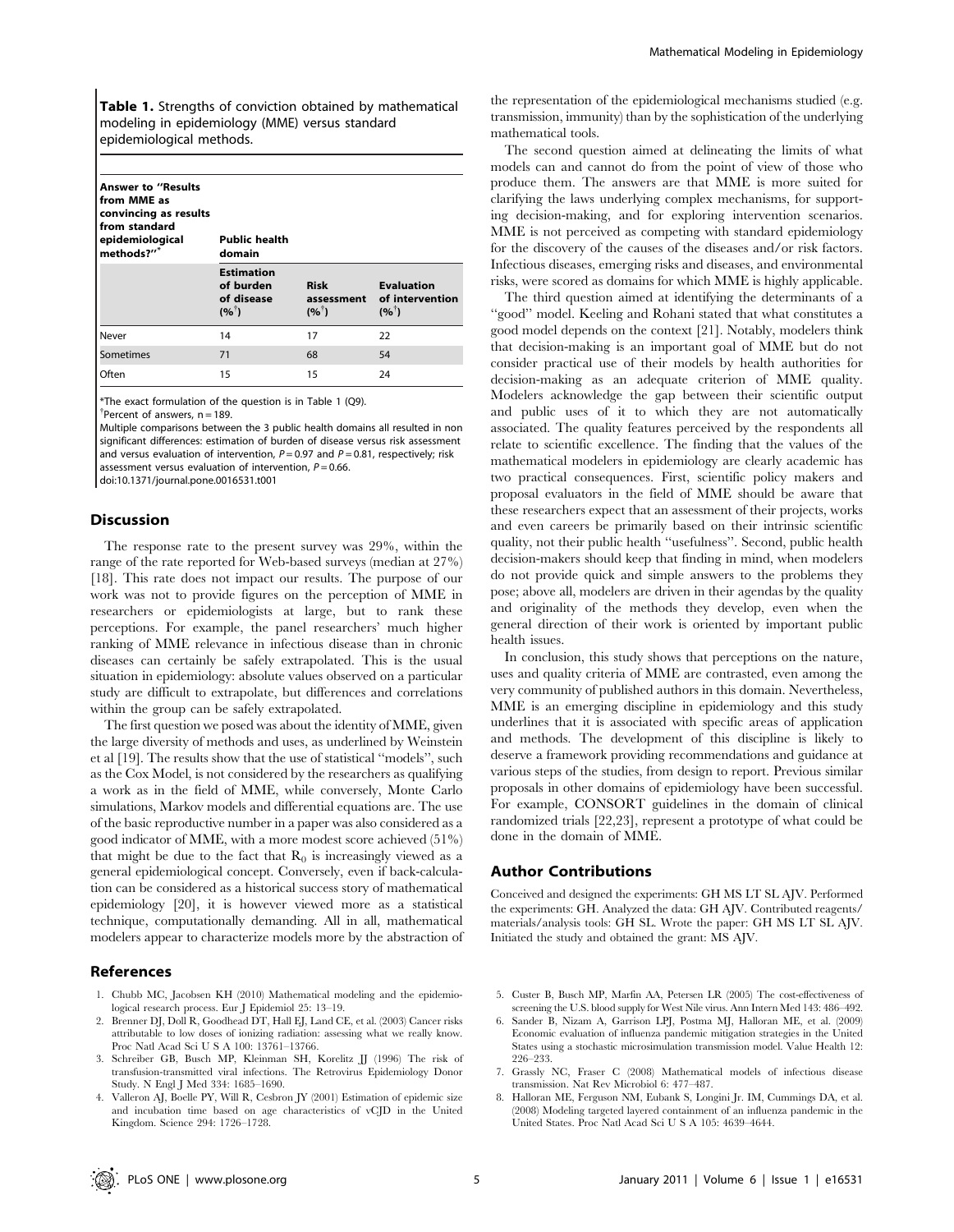**Table 1.** Strengths of conviction obtained by mathematical modeling in epidemiology (MME) versus standard epidemiological methods.

| Answer to "Results from MME as convincing as results from standard epidemiological methods?"* | Public health domain | | |
|---|---|---|---|
| | Estimation of burden of disease (%[†]) | Risk assessment (%[†]) | Evaluation of intervention (%[†]) |
| Never | 14 | 17 | 22 |
| Sometimes | 71 | 68 | 54 |
| Often | 15 | 15 | 24 |

*The exact formulation of the question is in Table 1 (Q9).
[†]Percent of answers, n = 189.
Multiple comparisons between the 3 public health domains all resulted in non significant differences: estimation of burden of disease versus risk assessment and versus evaluation of intervention, $P = 0.97$ and $P = 0.81$, respectively; risk assessment versus evaluation of intervention, $P = 0.66$.
doi:10.1371/journal.pone.0016531.t001

## Discussion

The response rate to the present survey was 29%, within the range of the rate reported for Web-based surveys (median at 27%) [18]. This rate does not impact our results. The purpose of our work was not to provide figures on the perception of MME in researchers or epidemiologists at large, but to rank these perceptions. For example, the panel researchers' much higher ranking of MME relevance in infectious disease than in chronic diseases can certainly be safely extrapolated. This is the usual situation in epidemiology: absolute values observed on a particular study are difficult to extrapolate, but differences and correlations within the group can be safely extrapolated.

The first question we posed was about the identity of MME, given the large diversity of methods and uses, as underlined by Weinstein et al [19]. The results show that the use of statistical "models", such as the Cox Model, is not considered by the researchers as qualifying a work as in the field of MME, while conversely, Monte Carlo simulations, Markov models and differential equations are. The use of the basic reproductive number in a paper was also considered as a good indicator of MME, with a more modest score achieved (51%) that might be due to the fact that $R_0$ is increasingly viewed as a general epidemiological concept. Conversely, even if back-calculation can be considered as a historical success story of mathematical epidemiology [20], it is however viewed more as a statistical technique, computationally demanding. All in all, mathematical modelers appear to characterize models more by the abstraction of the representation of the epidemiological mechanisms studied (e.g. transmission, immunity) than by the sophistication of the underlying mathematical tools.

The second question aimed at delineating the limits of what models can and cannot do from the point of view of those who produce them. The answers are that MME is more suited for clarifying the laws underlying complex mechanisms, for supporting decision-making, and for exploring intervention scenarios. MME is not perceived as competing with standard epidemiology for the discovery of the causes of the diseases and/or risk factors. Infectious diseases, emerging risks and diseases, and environmental risks, were scored as domains for which MME is highly applicable.

The third question aimed at identifying the determinants of a "good" model. Keeling and Rohani stated that what constitutes a good model depends on the context [21]. Notably, modelers think that decision-making is an important goal of MME but do not consider practical use of their models by health authorities for decision-making as an adequate criterion of MME quality. Modelers acknowledge the gap between their scientific output and public uses of it to which they are not automatically associated. The quality features perceived by the respondents all relate to scientific excellence. The finding that the values of the mathematical modelers in epidemiology are clearly academic has two practical consequences. First, scientific policy makers and proposal evaluators in the field of MME should be aware that these researchers expect that an assessment of their projects, works and even careers be primarily based on their intrinsic scientific quality, not their public health "usefulness". Second, public health decision-makers should keep that finding in mind, when modelers do not provide quick and simple answers to the problems they pose; above all, modelers are driven in their agendas by the quality and originality of the methods they develop, even when the general direction of their work is oriented by important public health issues.

In conclusion, this study shows that perceptions on the nature, uses and quality criteria of MME are contrasted, even among the very community of published authors in this domain. Nevertheless, MME is an emerging discipline in epidemiology and this study underlines that it is associated with specific areas of application and methods. The development of this discipline is likely to deserve a framework providing recommendations and guidance at various steps of the studies, from design to report. Previous similar proposals in other domains of epidemiology have been successful. For example, CONSORT guidelines in the domain of clinical randomized trials [22,23], represent a prototype of what could be done in the domain of MME.

## Author Contributions

Conceived and designed the experiments: GH MS LT SL AJV. Performed the experiments: GH. Analyzed the data: GH AJV. Contributed reagents/materials/analysis tools: GH SL. Wrote the paper: GH MS LT SL AJV. Initiated the study and obtained the grant: MS AJV.

## References

1. Chubb MC, Jacobsen KH (2010) Mathematical modeling and the epidemiological research process. Eur J Epidemiol 25: 13–19.
2. Brenner DJ, Doll R, Goodhead DT, Hall EJ, Land CE, et al. (2003) Cancer risks attributable to low doses of ionizing radiation: assessing what we really know. Proc Natl Acad Sci U S A 100: 13761–13766.
3. Schreiber GB, Busch MP, Kleinman SH, Korelitz JJ (1996) The risk of transfusion-transmitted viral infections. The Retrovirus Epidemiology Donor Study. N Engl J Med 334: 1685–1690.
4. Valleron AJ, Boelle PY, Will R, Cesbron JY (2001) Estimation of epidemic size and incubation time based on age characteristics of vCJD in the United Kingdom. Science 294: 1726–1728.
5. Custer B, Busch MP, Marfin AA, Petersen LR (2005) The cost-effectiveness of screening the U.S. blood supply for West Nile virus. Ann Intern Med 143: 486–492.
6. Sander B, Nizam A, Garrison LPJ, Postma MJ, Halloran ME, et al. (2009) Economic evaluation of influenza pandemic mitigation strategies in the United States using a stochastic microsimulation transmission model. Value Health 12: 226–233.
7. Grassly NC, Fraser C (2008) Mathematical models of infectious disease transmission. Nat Rev Microbiol 6: 477–487.
8. Halloran ME, Ferguson NM, Eubank S, Longini Jr. IM, Cummings DA, et al. (2008) Modeling targeted layered containment of an influenza pandemic in the United States. Proc Natl Acad Sci U S A 105: 4639–4644.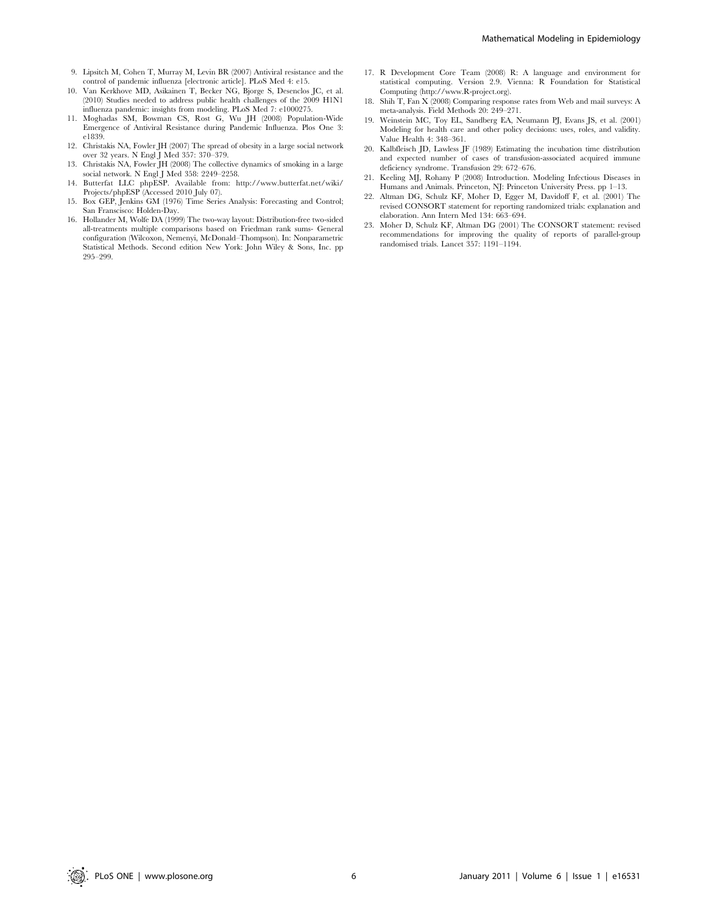9. Lipsitch M, Cohen T, Murray M, Levin BR (2007) Antiviral resistance and the control of pandemic influenza [electronic article]. PLoS Med 4: e15.
10. Van Kerkhove MD, Asikainen T, Becker NG, Bjorge S, Desenclos JC, et al. (2010) Studies needed to address public health challenges of the 2009 H1N1 influenza pandemic: insights from modeling. PLoS Med 7: e1000275.
11. Moghadas SM, Bowman CS, Rost G, Wu JH (2008) Population-Wide Emergence of Antiviral Resistance during Pandemic Influenza. Plos One 3: e1839.
12. Christakis NA, Fowler JH (2007) The spread of obesity in a large social network over 32 years. N Engl J Med 357: 370–379.
13. Christakis NA, Fowler JH (2008) The collective dynamics of smoking in a large social network. N Engl J Med 358: 2249–2258.
14. Butterfat LLC phpESP. Available from: http://www.butterfat.net/wiki/Projects/phpESP (Accessed 2010 July 07).
15. Box GEP, Jenkins GM (1976) Time Series Analysis: Forecasting and Control; San Franscisco: Holden-Day.
16. Hollander M, Wolfe DA (1999) The two-way layout: Distribution-free two-sided all-treatments multiple comparisons based on Friedman rank sums- General configuration (Wilcoxon, Nemenyi, McDonald–Thompson). In: Nonparametric Statistical Methods. Second edition New York: John Wiley & Sons, Inc. pp 295–299.
17. R Development Core Team (2008) R: A language and environment for statistical computing. Version 2.9. Vienna: R Foundation for Statistical Computing (http://www.R-project.org).
18. Shih T, Fan X (2008) Comparing response rates from Web and mail surveys: A meta-analysis. Field Methods 20: 249–271.
19. Weinstein MC, Toy EL, Sandberg EA, Neumann PJ, Evans JS, et al. (2001) Modeling for health care and other policy decisions: uses, roles, and validity. Value Health 4: 348–361.
20. Kalbfleisch JD, Lawless JF (1989) Estimating the incubation time distribution and expected number of cases of transfusion-associated acquired immune deficiency syndrome. Transfusion 29: 672–676.
21. Keeling MJ, Rohany P (2008) Introduction. Modeling Infectious Diseases in Humans and Animals. Princeton, NJ: Princeton University Press. pp 1–13.
22. Altman DG, Schulz KF, Moher D, Egger M, Davidoff F, et al. (2001) The revised CONSORT statement for reporting randomized trials: explanation and elaboration. Ann Intern Med 134: 663–694.
23. Moher D, Schulz KF, Altman DG (2001) The CONSORT statement: revised recommendations for improving the quality of reports of parallel-group randomised trials. Lancet 357: 1191–1194.